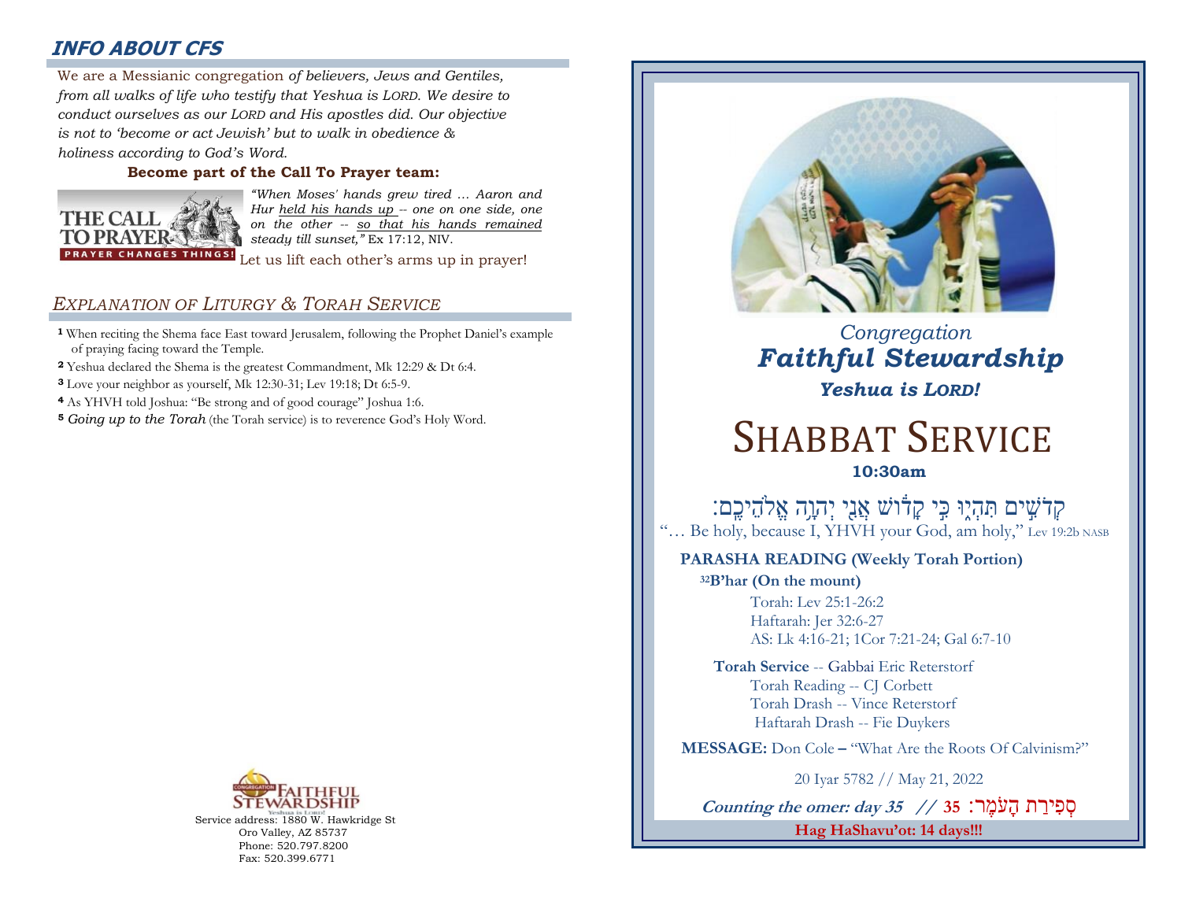## INFO ABOUT CFS

We are a Messianic congregation *of believers, Jews and Gentiles, from all walks of life who testify that Yeshua is LORD. We desire to conduct ourselves as our LORD and His apostles did. Our objective is not to 'become or act Jewish' but to walk in obedience & holiness according to God's Word.*

**Become part of the Call To Prayer team:**

THE CALL TO PRAYER — PRAYER CHANGES THINGS!

*"When Moses' hands grew tired … Aaron and Hur held his hands up -- one on one side, one on the other -- so that his hands remained steady till sunset,"* Ex 17:12, NIV.

Let us lift each other's arms up in prayer!

## *EXPLANATION OF LITURGY & TORAH SERVICE*

**1** When reciting the Shema face East toward Jerusalem, following the Prophet Daniel's example of praying facing toward the Temple.

**2** Yeshua declared the Shema is the greatest Commandment, Mk 12:29 & Dt 6:4.

**3** Love your neighbor as yourself, Mk 12:30-31; Lev 19:18; Dt 6:5-9.

**4** As YHVH told Joshua: "Be strong and of good courage" Joshua 1:6.

**5** *Going up to the Torah* (the Torah service) is to reverence God's Holy Word.

CONGREGATION FAITHFUL STEWARDSHIP
Yeshua is Lord!

Service address: 1880 W. Hawkridge St
Oro Valley, AZ 85737
Phone: 520.797.8200
Fax: 520.399.6771

*Congregation*
***Faithful Stewardship***
***Yeshua is LORD!***

# SHABBAT SERVICE

**10:30am**

קְדֹשִׁים תִּהְיוּ כִּי קָדוֹשׁ אֲנִי יְהוָה אֱלֹהֵיכֶם׃

"… Be holy, because I, YHVH your God, am holy," Lev 19:2b NASB

**PARASHA READING (Weekly Torah Portion)**

[32]**B'har (On the mount)**

Torah: Lev 25:1-26:2
Haftarah: Jer 32:6-27
AS: Lk 4:16-21; 1Cor 7:21-24; Gal 6:7-10

**Torah Service** -- Gabbai Eric Reterstorf
Torah Reading -- CJ Corbett
Torah Drash -- Vince Reterstorf
Haftarah Drash -- Fie Duykers

**MESSAGE:** Don Cole **–** "What Are the Roots Of Calvinism?"

20 Iyar 5782 // May 21, 2022

***Counting the omer: day 35 //*** **35** :סְפִירַת הָעֹמֶר

**Hag HaShavu'ot: 14 days!!!**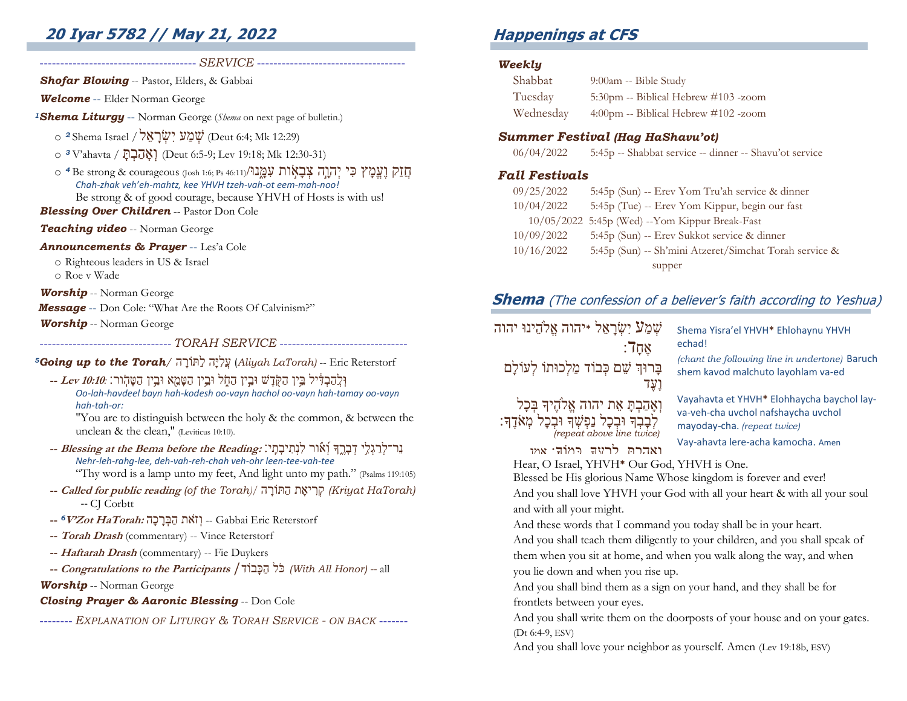## 20 Iyar 5782 // May 21, 2022

------------------------------------- SERVICE -----------------------------------

***Shofar Blowing*** -- Pastor, Elders, & Gabbai

***Welcome*** -- Elder Norman George

[1]***Shema Liturgy*** -- Norman George (*Shema* on next page of bulletin.)

- [2] Shema Israel / שְׁמַע יִשְׂרָאֵל (Deut 6:4; Mk 12:29)
- [3] V'ahavta / וְאָהַבְתָּ (Deut 6:5-9; Lev 19:18; Mk 12:30-31)
- [4] Be strong & courageous (Josh 1:6; Ps 46:11)/חֲזַק וֶאֱמָץ כִּי יְהוָה צְבָאוֹת עִמָּנוּ
  *Chah-zhak veh'eh-mahtz, kee YHVH tzeh-vah-ot eem-mah-noo!*
  Be strong & of good courage, because YHVH of Hosts is with us!

***Blessing Over Children*** -- Pastor Don Cole

***Teaching video*** -- Norman George

***Announcements & Prayer*** -- Les'a Cole

- Righteous leaders in US & Israel
- Roe v Wade

***Worship*** -- Norman George

***Message*** -- Don Cole: "What Are the Roots Of Calvinism?"

***Worship*** -- Norman George

-------------------------------- TORAH SERVICE -------------------------------

[5]***Going up to the Torah***/ עֲלִיָּה לַתּוֹרָה (*Aliyah LaTorah*) -- Eric Reterstorf

- -- ***Lev 10:10:*** וּֽלֲהַבְדִּ֕יל בֵּ֥ין הַקֹּ֖דֶשׁ וּבֵ֣ין הַחֹ֑ל וּבֵ֥ין הַטָּמֵ֖א וּבֵ֥ין הַטָּהֽוֹר׃
  *Oo-lah-havdeel bayn hah-kodesh oo-vayn hachol oo-vayn hah-tamay oo-vayn hah-tah-or:*
  "You are to distinguish between the holy & the common, & between the unclean & the clean," (Leviticus 10:10).
- -- ***Blessing at the Bema before the Reading:*** נֵר־לְרַגְלִי דְבָרֶךָ וְאוֹר לִנְתִיבָתִי׃
  *Nehr-leh-rahg-lee, deh-vah-reh-chah veh-ohr leen-tee-vah-tee*
  "Thy word is a lamp unto my feet, And light unto my path." (Psalms 119:105)
- -- ***Called for public reading*** *(of the Torah)*/ קְרִיאַת הַתּוֹרָה *(Kriyat HaTorah)*
  -- CJ Corbtt
- -- [6]***V'Zot HaTorah:*** וְזֹאת הַבְּרָכָה -- Gabbai Eric Reterstorf
- -- ***Torah Drash*** (commentary) -- Vince Reterstorf
- -- ***Haftarah Drash*** (commentary) -- Fie Duykers
- -- ***Congratulations to the Participants*** / כֹּל הַכָּבוֹד *(With All Honor)* -- all

***Worship*** -- Norman George

***Closing Prayer & Aaronic Blessing*** -- Don Cole

-------- *EXPLANATION OF LITURGY & TORAH SERVICE - ON BACK* -------

## Happenings at CFS

### Weekly

| | |
|---|---|
| Shabbat | 9:00am -- Bible Study |
| Tuesday | 5:30pm -- Biblical Hebrew #103 -zoom |
| Wednesday | 4:00pm -- Biblical Hebrew #102 -zoom |

### Summer Festival (Hag HaShavu'ot)

06/04/2022 5:45p -- Shabbat service -- dinner -- Shavu'ot service

### Fall Festivals

| | |
|---|---|
| 09/25/2022 | 5:45p (Sun) -- Erev Yom Tru'ah service & dinner |
| 10/04/2022 | 5:45p (Tue) -- Erev Yom Kippur, begin our fast |
| 10/05/2022 | 5:45p (Wed) --Yom Kippur Break-Fast |
| 10/09/2022 | 5:45p (Sun) -- Erev Sukkot service & dinner |
| 10/16/2022 | 5:45p (Sun) -- Sh'mini Atzeret/Simchat Torah service & supper |

## Shema *(The confession of a believer's faith according to Yeshua)*

שְׁמַע יִשְׂרָאֵל \*יהוה אֱלֹהֵינוּ יהוה אֶחָד:

Shema Yisra'el YHVH\* Ehlohaynu YHVH echad!

בָּרוּךְ שֵׁם כְּבוֹד מַלְכוּתוֹ לְעוֹלָם וָעֶד

*(chant the following line in undertone)* Baruch shem kavod malchuto layohlam va-ed

וְאָהַבְתָּ אֵת יהוה אֱלֹהֶיךָ בְּכָל לְבָבְךָ וּבְכָל נַפְשְׁךָ וּבְכָל מְאֹדֶךָ:
*(repeat above line twice)*

Vayahavta et YHVH\* Elohhaycha baychol lay-va-veh-cha uvchol nafshaycha uvchol mayoday-cha. *(repeat twice)*

ואהבת לרעך כמוך: אמן

Vay-ahavta lere-acha kamocha. Amen

Hear, O Israel, YHVH\* Our God, YHVH is One.

Blessed be His glorious Name Whose kingdom is forever and ever!

And you shall love YHVH your God with all your heart & with all your soul and with all your might.

And these words that I command you today shall be in your heart.

And you shall teach them diligently to your children, and you shall speak of them when you sit at home, and when you walk along the way, and when you lie down and when you rise up.

And you shall bind them as a sign on your hand, and they shall be for frontlets between your eyes.

And you shall write them on the doorposts of your house and on your gates. (Dt 6:4-9, ESV)

And you shall love your neighbor as yourself. Amen (Lev 19:18b, ESV)